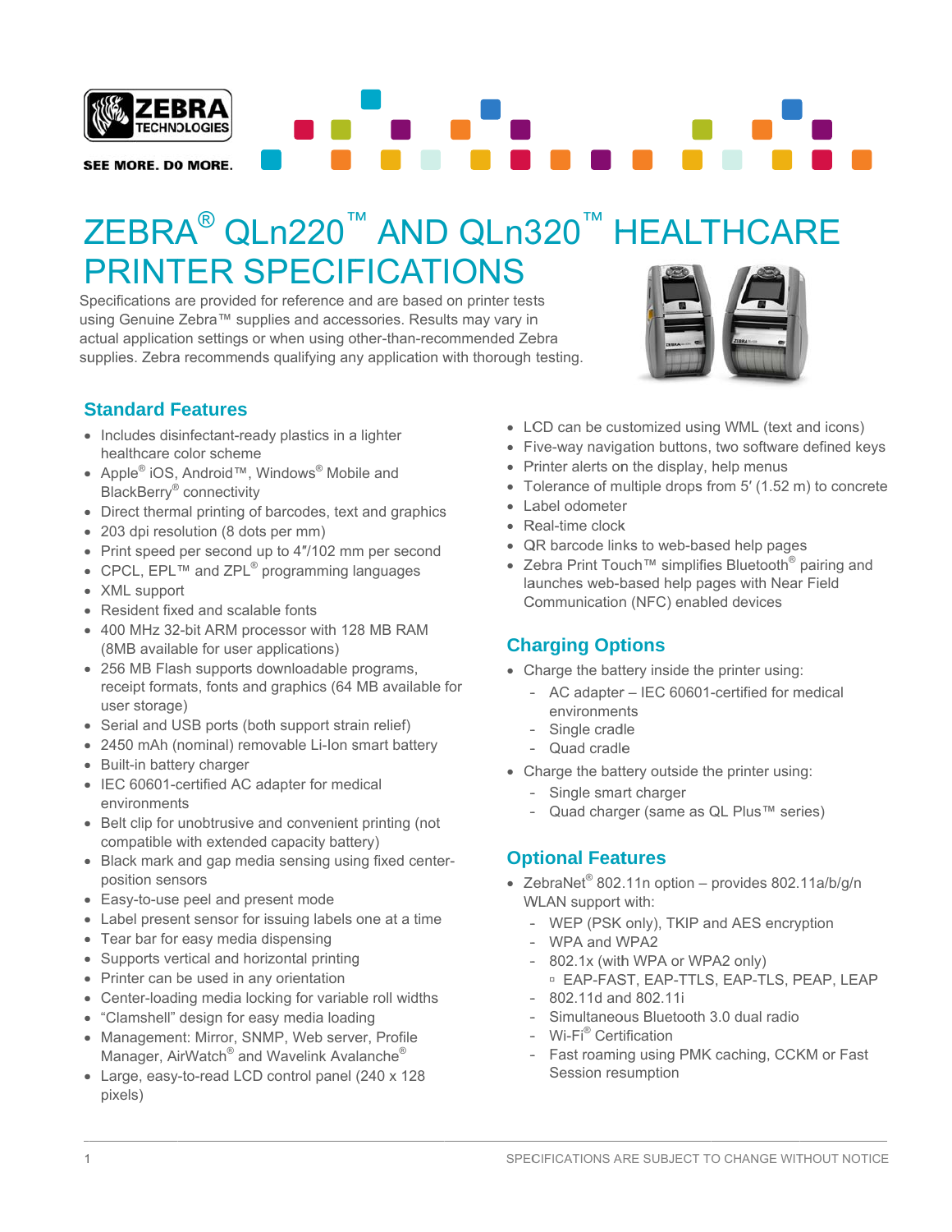# ZEBRA® QLn220™ AND QLn320™ HEALTHCARE PRINTER SPECIFICATIONS

Specifications are provided for reference and are based on printer tests using Genuine Zebra™ supplies and accessories. Results may vary in actual application settings or when using other-than-recommended Zebra supplies. Zebra recommends qualifying any application with thorough testing.

## Standard Features

- Includes disinfectant-ready plastics in a lighter healthcare color scheme
- Apple® iOS, Android™, Windows® Mobile and BlackBerry® connectivity
- Direct thermal printing of barcodes, text and graphics
- 203 dpi resolution (8 dots per mm)
- Print speed per second up to 4″/102 mm per second
- CPCL, EPL™ and ZPL® programming languages
- XML support
- Resident fixed and scalable fonts
- 400 MHz 32-bit ARM processor with 128 MB RAM (8MB available for user applications)
- 256 MB Flash supports downloadable programs, receipt formats, fonts and graphics (64 MB available for user storage)
- Serial and USB ports (both support strain relief)
- 2450 mAh (nominal) removable Li-Ion smart battery
- Built-in battery charger
- IEC 60601-certified AC adapter for medical environments
- Belt clip for unobtrusive and convenient printing (not compatible with extended capacity battery)
- Black mark and gap media sensing using fixed center-position sensors
- Easy-to-use peel and present mode
- Label present sensor for issuing labels one at a time
- Tear bar for easy media dispensing
- Supports vertical and horizontal printing
- Printer can be used in any orientation
- Center-loading media locking for variable roll widths
- "Clamshell" design for easy media loading
- Management: Mirror, SNMP, Web server, Profile Manager, AirWatch® and Wavelink Avalanche®
- Large, easy-to-read LCD control panel (240 x 128 pixels)
- LCD can be customized using WML (text and icons)
- Five-way navigation buttons, two software defined keys
- Printer alerts on the display, help menus
- Tolerance of multiple drops from 5′ (1.52 m) to concrete
- Label odometer
- Real-time clock
- QR barcode links to web-based help pages
- Zebra Print Touch™ simplifies Bluetooth® pairing and launches web-based help pages with Near Field Communication (NFC) enabled devices

## Charging Options

- Charge the battery inside the printer using:
  - AC adapter – IEC 60601-certified for medical environments
  - Single cradle
  - Quad cradle
- Charge the battery outside the printer using:
  - Single smart charger
  - Quad charger (same as QL Plus™ series)

## Optional Features

- ZebraNet® 802.11n option – provides 802.11a/b/g/n WLAN support with:
  - WEP (PSK only), TKIP and AES encryption
  - WPA and WPA2
  - 802.1x (with WPA or WPA2 only)
    - EAP-FAST, EAP-TTLS, EAP-TLS, PEAP, LEAP
  - 802.11d and 802.11i
  - Simultaneous Bluetooth 3.0 dual radio
  - Wi-Fi® Certification
  - Fast roaming using PMK caching, CCKM or Fast Session resumption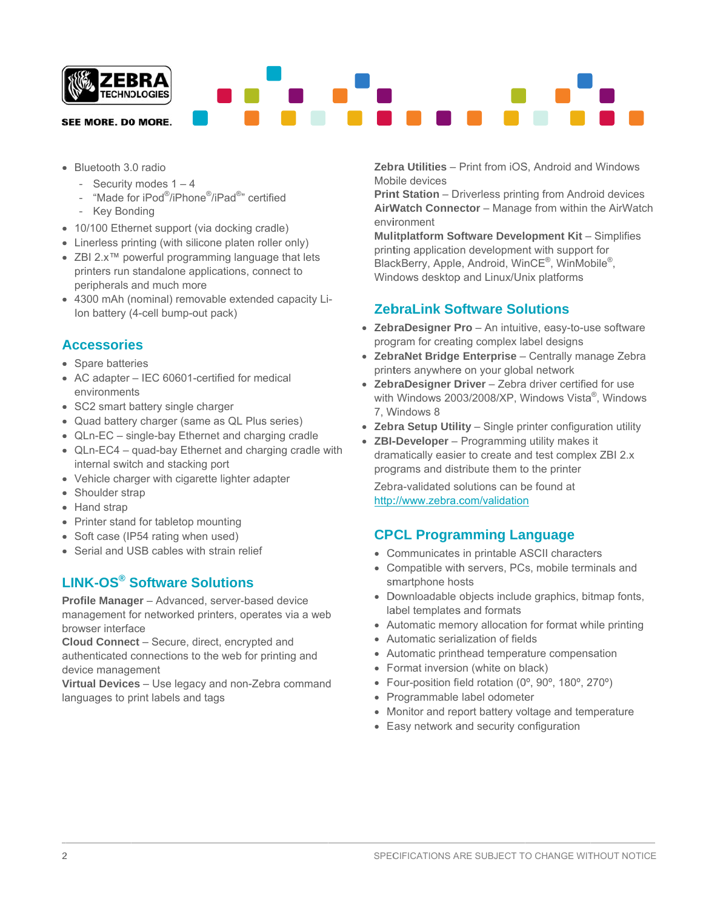- Bluetooth 3.0 radio
  - Security modes 1 – 4
  - "Made for iPod®/iPhone®/iPad®" certified
  - Key Bonding
- 10/100 Ethernet support (via docking cradle)
- Linerless printing (with silicone platen roller only)
- ZBI 2.x™ powerful programming language that lets printers run standalone applications, connect to peripherals and much more
- 4300 mAh (nominal) removable extended capacity Li-Ion battery (4-cell bump-out pack)

## Accessories

- Spare batteries
- AC adapter – IEC 60601-certified for medical environments
- SC2 smart battery single charger
- Quad battery charger (same as QL Plus series)
- QLn-EC – single-bay Ethernet and charging cradle
- QLn-EC4 – quad-bay Ethernet and charging cradle with internal switch and stacking port
- Vehicle charger with cigarette lighter adapter
- Shoulder strap
- Hand strap
- Printer stand for tabletop mounting
- Soft case (IP54 rating when used)
- Serial and USB cables with strain relief

## LINK-OS® Software Solutions

**Profile Manager** – Advanced, server-based device management for networked printers, operates via a web browser interface
**Cloud Connect** – Secure, direct, encrypted and authenticated connections to the web for printing and device management
**Virtual Devices** – Use legacy and non-Zebra command languages to print labels and tags
**Zebra Utilities** – Print from iOS, Android and Windows Mobile devices
**Print Station** – Driverless printing from Android devices
**AirWatch Connector** – Manage from within the AirWatch environment
**Mulitplatform Software Development Kit** – Simplifies printing application development with support for BlackBerry, Apple, Android, WinCE®, WinMobile®, Windows desktop and Linux/Unix platforms

## ZebraLink Software Solutions

- **ZebraDesigner Pro** – An intuitive, easy-to-use software program for creating complex label designs
- **ZebraNet Bridge Enterprise** – Centrally manage Zebra printers anywhere on your global network
- **ZebraDesigner Driver** – Zebra driver certified for use with Windows 2003/2008/XP, Windows Vista®, Windows 7, Windows 8
- **Zebra Setup Utility** – Single printer configuration utility
- **ZBI-Developer** – Programming utility makes it dramatically easier to create and test complex ZBI 2.x programs and distribute them to the printer

Zebra-validated solutions can be found at http://www.zebra.com/validation

## CPCL Programming Language

- Communicates in printable ASCII characters
- Compatible with servers, PCs, mobile terminals and smartphone hosts
- Downloadable objects include graphics, bitmap fonts, label templates and formats
- Automatic memory allocation for format while printing
- Automatic serialization of fields
- Automatic printhead temperature compensation
- Format inversion (white on black)
- Four-position field rotation (0º, 90º, 180º, 270º)
- Programmable label odometer
- Monitor and report battery voltage and temperature
- Easy network and security configuration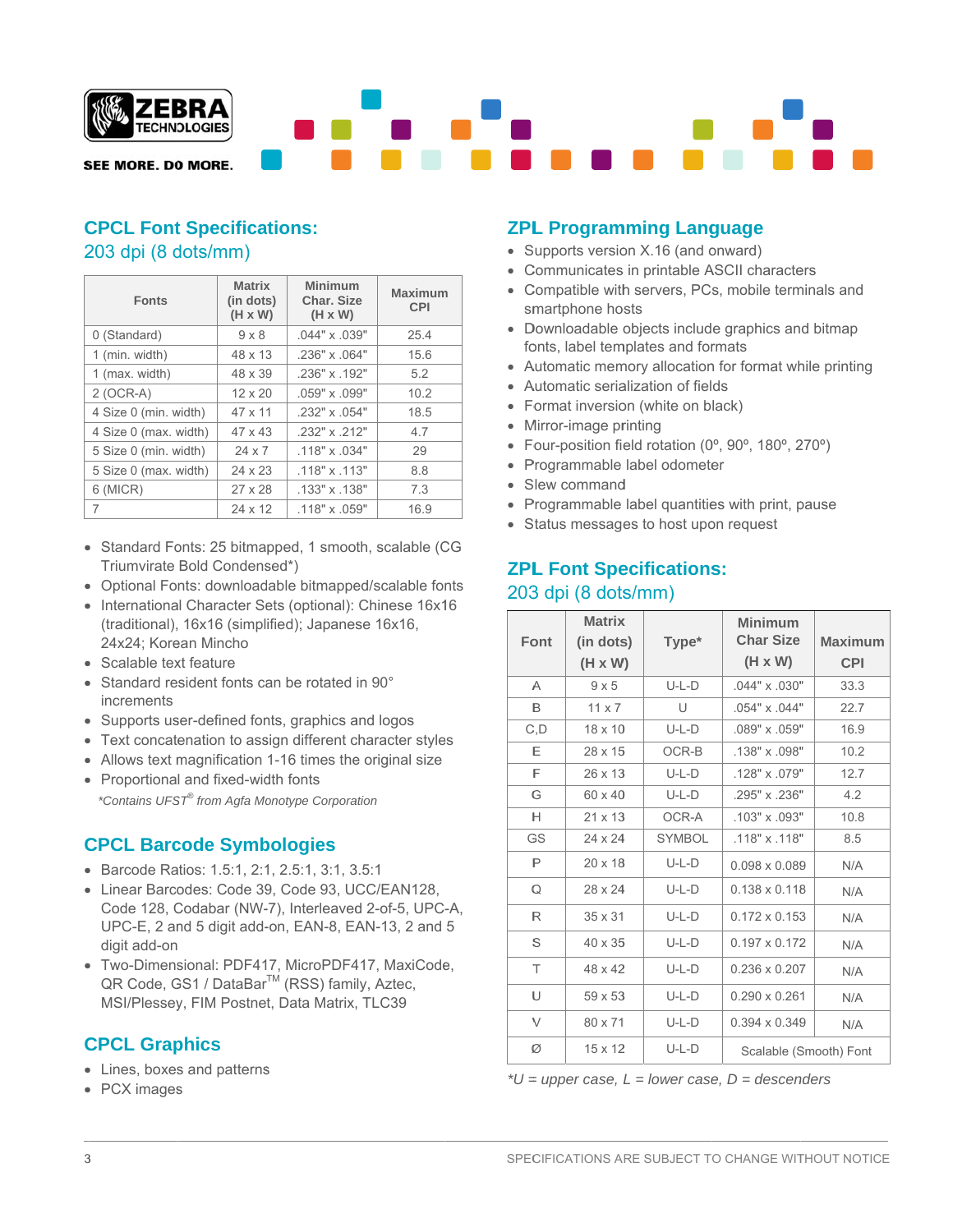## CPCL Font Specifications:
### 203 dpi (8 dots/mm)

| Fonts | Matrix (in dots) (H x W) | Minimum Char. Size (H x W) | Maximum CPI |
|---|---|---|---|
| 0 (Standard) | 9 x 8 | .044" x .039" | 25.4 |
| 1 (min. width) | 48 x 13 | .236" x .064" | 15.6 |
| 1 (max. width) | 48 x 39 | .236" x .192" | 5.2 |
| 2 (OCR-A) | 12 x 20 | .059" x .099" | 10.2 |
| 4 Size 0 (min. width) | 47 x 11 | .232" x .054" | 18.5 |
| 4 Size 0 (max. width) | 47 x 43 | .232" x .212" | 4.7 |
| 5 Size 0 (min. width) | 24 x 7 | .118" x .034" | 29 |
| 5 Size 0 (max. width) | 24 x 23 | .118" x .113" | 8.8 |
| 6 (MICR) | 27 x 28 | .133" x .138" | 7.3 |
| 7 | 24 x 12 | .118" x .059" | 16.9 |

- Standard Fonts: 25 bitmapped, 1 smooth, scalable (CG Triumvirate Bold Condensed*)
- Optional Fonts: downloadable bitmapped/scalable fonts
- International Character Sets (optional): Chinese 16x16 (traditional), 16x16 (simplified); Japanese 16x16, 24x24; Korean Mincho
- Scalable text feature
- Standard resident fonts can be rotated in 90° increments
- Supports user-defined fonts, graphics and logos
- Text concatenation to assign different character styles
- Allows text magnification 1-16 times the original size
- Proportional and fixed-width fonts

*\*Contains UFST® from Agfa Monotype Corporation*

## CPCL Barcode Symbologies

- Barcode Ratios: 1.5:1, 2:1, 2.5:1, 3:1, 3.5:1
- Linear Barcodes: Code 39, Code 93, UCC/EAN128, Code 128, Codabar (NW-7), Interleaved 2-of-5, UPC-A, UPC-E, 2 and 5 digit add-on, EAN-8, EAN-13, 2 and 5 digit add-on
- Two-Dimensional: PDF417, MicroPDF417, MaxiCode, QR Code, GS1 / DataBar™ (RSS) family, Aztec, MSI/Plessey, FIM Postnet, Data Matrix, TLC39

## CPCL Graphics

- Lines, boxes and patterns
- PCX images

## ZPL Programming Language

- Supports version X.16 (and onward)
- Communicates in printable ASCII characters
- Compatible with servers, PCs, mobile terminals and smartphone hosts
- Downloadable objects include graphics and bitmap fonts, label templates and formats
- Automatic memory allocation for format while printing
- Automatic serialization of fields
- Format inversion (white on black)
- Mirror-image printing
- Four-position field rotation (0º, 90º, 180º, 270º)
- Programmable label odometer
- Slew command
- Programmable label quantities with print, pause
- Status messages to host upon request

## ZPL Font Specifications:
### 203 dpi (8 dots/mm)

| Font | Matrix (in dots) (H x W) | Type* | Minimum Char Size (H x W) | Maximum CPI |
|---|---|---|---|---|
| A | 9 x 5 | U-L-D | .044" x .030" | 33.3 |
| B | 11 x 7 | U | .054" x .044" | 22.7 |
| C,D | 18 x 10 | U-L-D | .089" x .059" | 16.9 |
| E | 28 x 15 | OCR-B | .138" x .098" | 10.2 |
| F | 26 x 13 | U-L-D | .128" x .079" | 12.7 |
| G | 60 x 40 | U-L-D | .295" x .236" | 4.2 |
| H | 21 x 13 | OCR-A | .103" x .093" | 10.8 |
| GS | 24 x 24 | SYMBOL | .118" x .118" | 8.5 |
| P | 20 x 18 | U-L-D | 0.098 x 0.089 | N/A |
| Q | 28 x 24 | U-L-D | 0.138 x 0.118 | N/A |
| R | 35 x 31 | U-L-D | 0.172 x 0.153 | N/A |
| S | 40 x 35 | U-L-D | 0.197 x 0.172 | N/A |
| T | 48 x 42 | U-L-D | 0.236 x 0.207 | N/A |
| U | 59 x 53 | U-L-D | 0.290 x 0.261 | N/A |
| V | 80 x 71 | U-L-D | 0.394 x 0.349 | N/A |
| Ø | 15 x 12 | U-L-D | Scalable (Smooth) Font | |

*\*U = upper case, L = lower case, D = descenders*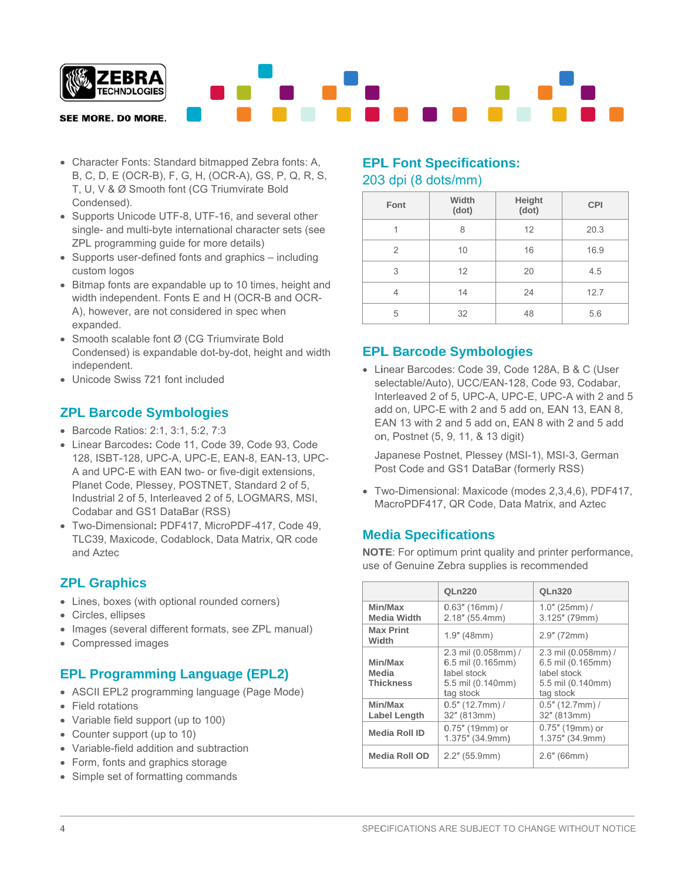- Character Fonts: Standard bitmapped Zebra fonts: A, B, C, D, E (OCR-B), F, G, H, (OCR-A), GS, P, Q, R, S, T, U, V & Ø Smooth font (CG Triumvirate Bold Condensed).
- Supports Unicode UTF-8, UTF-16, and several other single- and multi-byte international character sets (see ZPL programming guide for more details)
- Supports user-defined fonts and graphics – including custom logos
- Bitmap fonts are expandable up to 10 times, height and width independent. Fonts E and H (OCR-B and OCR-A), however, are not considered in spec when expanded.
- Smooth scalable font Ø (CG Triumvirate Bold Condensed) is expandable dot-by-dot, height and width independent.
- Unicode Swiss 721 font included

## ZPL Barcode Symbologies

- Barcode Ratios: 2:1, 3:1, 5:2, 7:3
- Linear Barcodes**:** Code 11, Code 39, Code 93, Code 128, ISBT-128, UPC-A, UPC-E, EAN-8, EAN-13, UPC-A and UPC-E with EAN two- or five-digit extensions, Planet Code, Plessey, POSTNET, Standard 2 of 5, Industrial 2 of 5, Interleaved 2 of 5, LOGMARS, MSI, Codabar and GS1 DataBar (RSS)
- Two-Dimensional**:** PDF417, MicroPDF-417, Code 49, TLC39, Maxicode, Codablock, Data Matrix, QR code and Aztec

## ZPL Graphics

- Lines, boxes (with optional rounded corners)
- Circles, ellipses
- Images (several different formats, see ZPL manual)
- Compressed images

## EPL Programming Language (EPL2)

- ASCII EPL2 programming language (Page Mode)
- Field rotations
- Variable field support (up to 100)
- Counter support (up to 10)
- Variable-field addition and subtraction
- Form, fonts and graphics storage
- Simple set of formatting commands

## EPL Font Specifications:

203 dpi (8 dots/mm)

| Font | Width (dot) | Height (dot) | CPI |
|---|---|---|---|
| 1 | 8 | 12 | 20.3 |
| 2 | 10 | 16 | 16.9 |
| 3 | 12 | 20 | 4.5 |
| 4 | 14 | 24 | 12.7 |
| 5 | 32 | 48 | 5.6 |

## EPL Barcode Symbologies

- Linear Barcodes: Code 39, Code 128A, B & C (User selectable/Auto), UCC/EAN-128, Code 93, Codabar, Interleaved 2 of 5, UPC-A, UPC-E, UPC-A with 2 and 5 add on, UPC-E with 2 and 5 add on, EAN 13, EAN 8, EAN 13 with 2 and 5 add on, EAN 8 with 2 and 5 add on, Postnet (5, 9, 11, & 13 digit)

  Japanese Postnet, Plessey (MSI-1), MSI-3, German Post Code and GS1 DataBar (formerly RSS)

- Two-Dimensional: Maxicode (modes 2,3,4,6), PDF417, MacroPDF417, QR Code, Data Matrix, and Aztec

## Media Specifications

**NOTE**: For optimum print quality and printer performance, use of Genuine Zebra supplies is recommended

| | QLn220 | QLn320 |
|---|---|---|
| **Min/Max Media Width** | 0.63″ (16mm) / 2.18″ (55.4mm) | 1.0″ (25mm) / 3.125″ (79mm) |
| **Max Print Width** | 1.9″ (48mm) | 2.9″ (72mm) |
| **Min/Max Media Thickness** | 2.3 mil (0.058mm) / 6.5 mil (0.165mm) label stock 5.5 mil (0.140mm) tag stock | 2.3 mil (0.058mm) / 6.5 mil (0.165mm) label stock 5.5 mil (0.140mm) tag stock |
| **Min/Max Label Length** | 0.5″ (12.7mm) / 32″ (813mm) | 0.5″ (12.7mm) / 32″ (813mm) |
| **Media Roll ID** | 0.75″ (19mm) or 1.375″ (34.9mm) | 0.75″ (19mm) or 1.375″ (34.9mm) |
| **Media Roll OD** | 2.2″ (55.9mm) | 2.6″ (66mm) |

SPECIFICATIONS ARE SUBJECT TO CHANGE WITHOUT NOTICE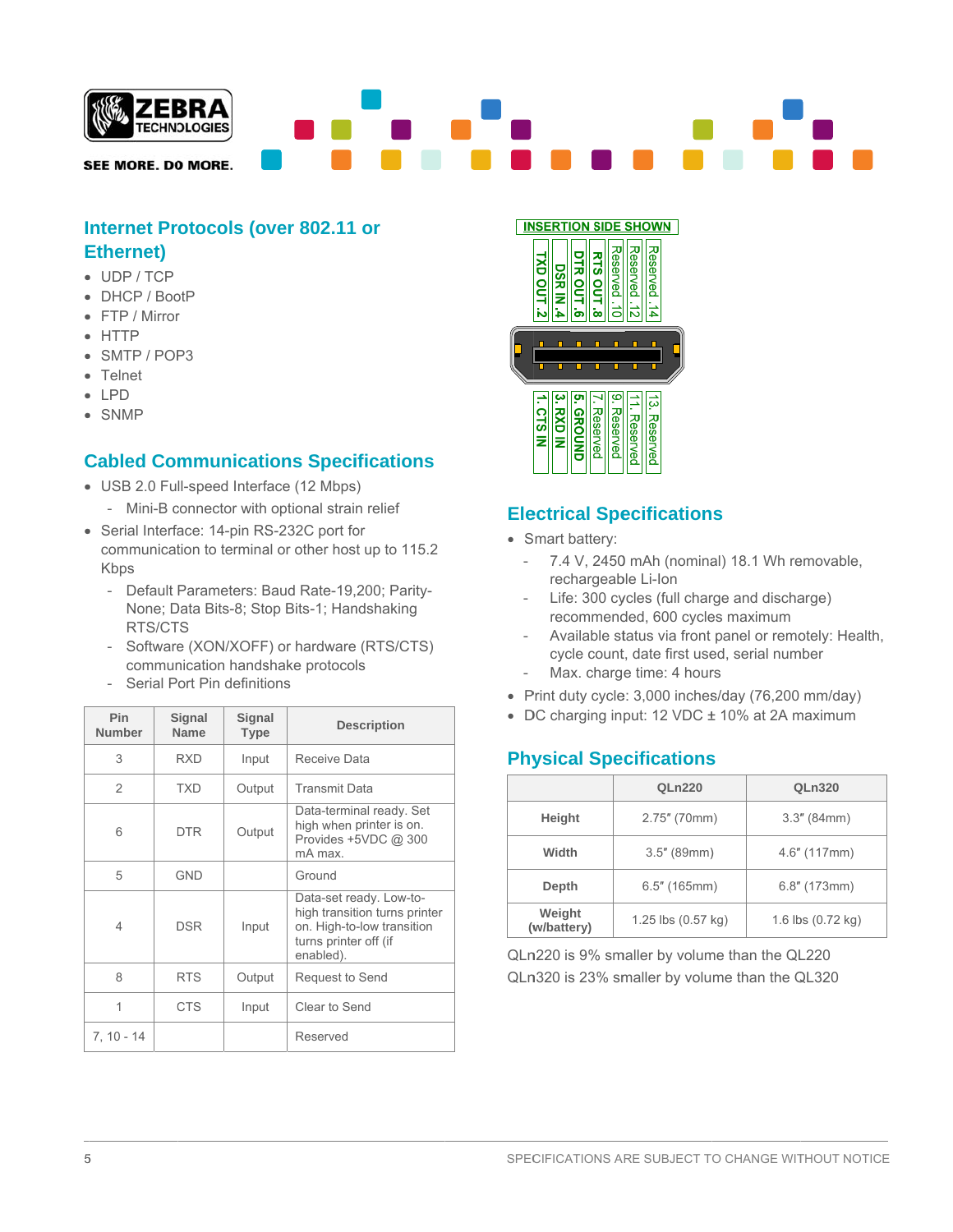## Internet Protocols (over 802.11 or Ethernet)

- UDP / TCP
- DHCP / BootP
- FTP / Mirror
- HTTP
- SMTP / POP3
- Telnet
- LPD
- SNMP

## Cabled Communications Specifications

- USB 2.0 Full-speed Interface (12 Mbps)
  - Mini-B connector with optional strain relief
- Serial Interface: 14-pin RS-232C port for communication to terminal or other host up to 115.2 Kbps
  - Default Parameters: Baud Rate-19,200; Parity-None; Data Bits-8; Stop Bits-1; Handshaking RTS/CTS
  - Software (XON/XOFF) or hardware (RTS/CTS) communication handshake protocols
  - Serial Port Pin definitions

| Pin Number | Signal Name | Signal Type | Description |
|---|---|---|---|
| 3 | RXD | Input | Receive Data |
| 2 | TXD | Output | Transmit Data |
| 6 | DTR | Output | Data-terminal ready. Set high when printer is on. Provides +5VDC @ 300 mA max. |
| 5 | GND | | Ground |
| 4 | DSR | Input | Data-set ready. Low-to-high transition turns printer on. High-to-low transition turns printer off (if enabled). |
| 8 | RTS | Output | Request to Send |
| 1 | CTS | Input | Clear to Send |
| 7, 10 - 14 | | | Reserved |

INSERTION SIDE SHOWN

TXD OUT .2 | DSR IN .4 | DTR OUT .6 | RTS OUT .8 | Reserved .10 | Reserved .12 | Reserved .14

1. CTS IN | 3. RXD IN | 5. GROUND | 7. Reserved | 9. Reserved | 11. Reserved | 13. Reserved

## Electrical Specifications

- Smart battery:
  - 7.4 V, 2450 mAh (nominal) 18.1 Wh removable, rechargeable Li-Ion
  - Life: 300 cycles (full charge and discharge) recommended, 600 cycles maximum
  - Available status via front panel or remotely: Health, cycle count, date first used, serial number
  - Max. charge time: 4 hours
- Print duty cycle: 3,000 inches/day (76,200 mm/day)
- DC charging input: 12 VDC ± 10% at 2A maximum

## Physical Specifications

| | QLn220 | QLn320 |
|---|---|---|
| **Height** | 2.75″ (70mm) | 3.3″ (84mm) |
| **Width** | 3.5″ (89mm) | 4.6″ (117mm) |
| **Depth** | 6.5″ (165mm) | 6.8″ (173mm) |
| **Weight (w/battery)** | 1.25 lbs (0.57 kg) | 1.6 lbs (0.72 kg) |

QLn220 is 9% smaller by volume than the QL220

QLn320 is 23% smaller by volume than the QL320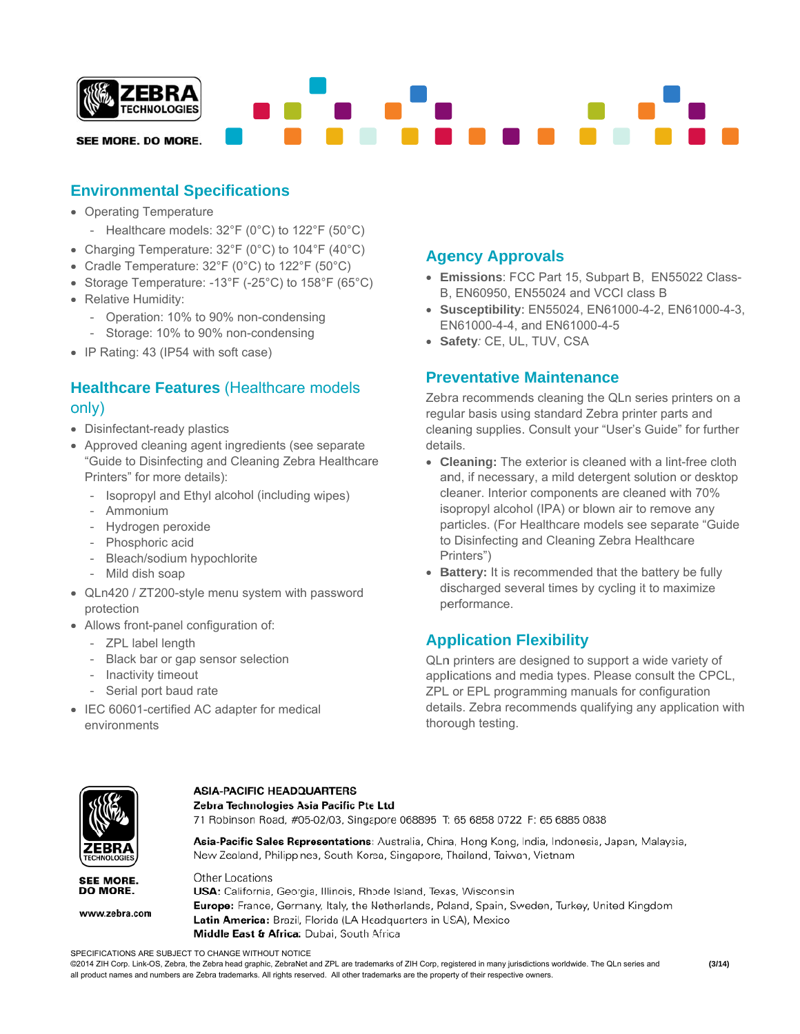ZEBRA TECHNOLOGIES

SEE MORE. DO MORE.

## Environmental Specifications

- Operating Temperature
  - Healthcare models: 32°F (0°C) to 122°F (50°C)
- Charging Temperature: 32°F (0°C) to 104°F (40°C)
- Cradle Temperature: 32°F (0°C) to 122°F (50°C)
- Storage Temperature: -13°F (-25°C) to 158°F (65°C)
- Relative Humidity:
  - Operation: 10% to 90% non-condensing
  - Storage: 10% to 90% non-condensing
- IP Rating: 43 (IP54 with soft case)

## Healthcare Features (Healthcare models only)

- Disinfectant-ready plastics
- Approved cleaning agent ingredients (see separate "Guide to Disinfecting and Cleaning Zebra Healthcare Printers" for more details):
  - Isopropyl and Ethyl alcohol (including wipes)
  - Ammonium
  - Hydrogen peroxide
  - Phosphoric acid
  - Bleach/sodium hypochlorite
  - Mild dish soap
- QLn420 / ZT200-style menu system with password protection
- Allows front-panel configuration of:
  - ZPL label length
  - Black bar or gap sensor selection
  - Inactivity timeout
  - Serial port baud rate
- IEC 60601-certified AC adapter for medical environments

## Agency Approvals

- **Emissions**: FCC Part 15, Subpart B, EN55022 Class-B, EN60950, EN55024 and VCCI class B
- **Susceptibility:** EN55024, EN61000-4-2, EN61000-4-3, EN61000-4-4, and EN61000-4-5
- **Safety**: CE, UL, TUV, CSA

## Preventative Maintenance

Zebra recommends cleaning the QLn series printers on a regular basis using standard Zebra printer parts and cleaning supplies. Consult your "User's Guide" for further details.

- **Cleaning:** The exterior is cleaned with a lint-free cloth and, if necessary, a mild detergent solution or desktop cleaner. Interior components are cleaned with 70% isopropyl alcohol (IPA) or blown air to remove any particles. (For Healthcare models see separate "Guide to Disinfecting and Cleaning Zebra Healthcare Printers")
- **Battery:** It is recommended that the battery be fully discharged several times by cycling it to maximize performance.

## Application Flexibility

QLn printers are designed to support a wide variety of applications and media types. Please consult the CPCL, ZPL or EPL programming manuals for configuration details. Zebra recommends qualifying any application with thorough testing.

ZEBRA TECHNOLOGIES

SEE MORE. DO MORE.

www.zebra.com

**ASIA-PACIFIC HEADQUARTERS**
**Zebra Technologies Asia Pacific Pte Ltd**
71 Robinson Road, #05-02/03, Singapore 068895 T: 65 6858 0722 F: 65 6885 0838

**Asia-Pacific Sales Representations**: Australia, China, Hong Kong, India, Indonesia, Japan, Malaysia, New Zealand, Philippines, South Korea, Singapore, Thailand, Taiwan, Vietnam

Other Locations
**USA:** California, Georgia, Illinois, Rhode Island, Texas, Wisconsin
**Europe:** France, Germany, Italy, the Netherlands, Poland, Spain, Sweden, Turkey, United Kingdom
**Latin America:** Brazil, Florida (LA Headquarters in USA), Mexico
**Middle East & Africa:** Dubai, South Africa

SPECIFICATIONS ARE SUBJECT TO CHANGE WITHOUT NOTICE
©2014 ZIH Corp. Link-OS, Zebra, the Zebra head graphic, ZebraNet and ZPL are trademarks of ZIH Corp, registered in many jurisdictions worldwide. The QLn series and all product names and numbers are Zebra trademarks. All rights reserved. All other trademarks are the property of their respective owners.

(3/14)